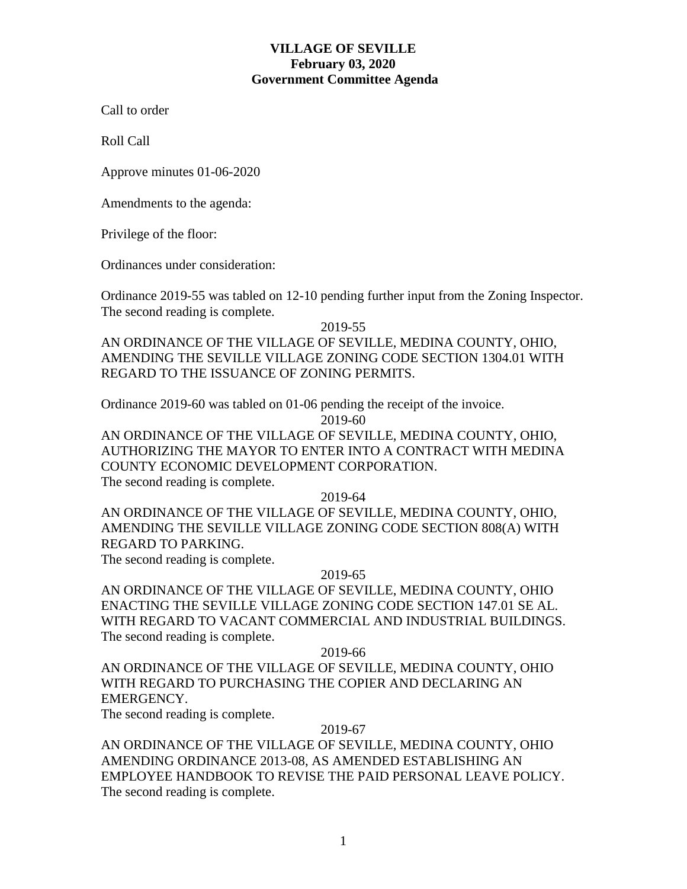# VILLAGE OF SEVILLE
## February 03, 2020
## Government Committee Agenda

Call to order

Roll Call

Approve minutes 01-06-2020

Amendments to the agenda:

Privilege of the floor:

Ordinances under consideration:

Ordinance 2019-55 was tabled on 12-10 pending further input from the Zoning Inspector. The second reading is complete.

2019-55

AN ORDINANCE OF THE VILLAGE OF SEVILLE, MEDINA COUNTY, OHIO, AMENDING THE SEVILLE VILLAGE ZONING CODE SECTION 1304.01 WITH REGARD TO THE ISSUANCE OF ZONING PERMITS.

Ordinance 2019-60 was tabled on 01-06 pending the receipt of the invoice.

2019-60

AN ORDINANCE OF THE VILLAGE OF SEVILLE, MEDINA COUNTY, OHIO, AUTHORIZING THE MAYOR TO ENTER INTO A CONTRACT WITH MEDINA COUNTY ECONOMIC DEVELOPMENT CORPORATION.

The second reading is complete.

2019-64

AN ORDINANCE OF THE VILLAGE OF SEVILLE, MEDINA COUNTY, OHIO, AMENDING THE SEVILLE VILLAGE ZONING CODE SECTION 808(A) WITH REGARD TO PARKING.

The second reading is complete.

2019-65

AN ORDINANCE OF THE VILLAGE OF SEVILLE, MEDINA COUNTY, OHIO ENACTING THE SEVILLE VILLAGE ZONING CODE SECTION 147.01 SE AL. WITH REGARD TO VACANT COMMERCIAL AND INDUSTRIAL BUILDINGS.

The second reading is complete.

2019-66

AN ORDINANCE OF THE VILLAGE OF SEVILLE, MEDINA COUNTY, OHIO WITH REGARD TO PURCHASING THE COPIER AND DECLARING AN EMERGENCY.

The second reading is complete.

2019-67

AN ORDINANCE OF THE VILLAGE OF SEVILLE, MEDINA COUNTY, OHIO AMENDING ORDINANCE 2013-08, AS AMENDED ESTABLISHING AN EMPLOYEE HANDBOOK TO REVISE THE PAID PERSONAL LEAVE POLICY.

The second reading is complete.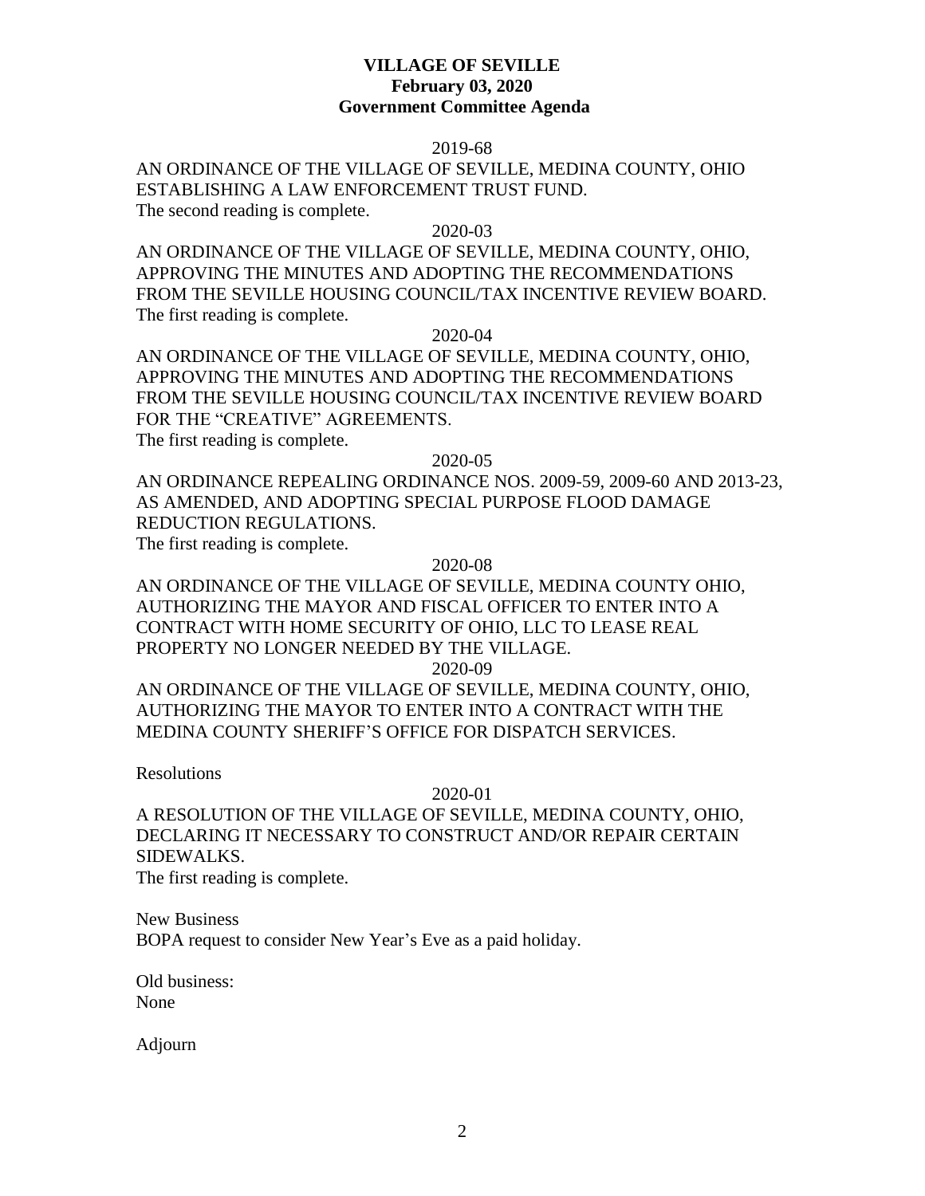**VILLAGE OF SEVILLE**
**February 03, 2020**
**Government Committee Agenda**

2019-68

AN ORDINANCE OF THE VILLAGE OF SEVILLE, MEDINA COUNTY, OHIO ESTABLISHING A LAW ENFORCEMENT TRUST FUND.
The second reading is complete.

2020-03

AN ORDINANCE OF THE VILLAGE OF SEVILLE, MEDINA COUNTY, OHIO, APPROVING THE MINUTES AND ADOPTING THE RECOMMENDATIONS FROM THE SEVILLE HOUSING COUNCIL/TAX INCENTIVE REVIEW BOARD.
The first reading is complete.

2020-04

AN ORDINANCE OF THE VILLAGE OF SEVILLE, MEDINA COUNTY, OHIO, APPROVING THE MINUTES AND ADOPTING THE RECOMMENDATIONS FROM THE SEVILLE HOUSING COUNCIL/TAX INCENTIVE REVIEW BOARD FOR THE "CREATIVE" AGREEMENTS.
The first reading is complete.

2020-05

AN ORDINANCE REPEALING ORDINANCE NOS. 2009-59, 2009-60 AND 2013-23, AS AMENDED, AND ADOPTING SPECIAL PURPOSE FLOOD DAMAGE REDUCTION REGULATIONS.
The first reading is complete.

2020-08

AN ORDINANCE OF THE VILLAGE OF SEVILLE, MEDINA COUNTY OHIO, AUTHORIZING THE MAYOR AND FISCAL OFFICER TO ENTER INTO A CONTRACT WITH HOME SECURITY OF OHIO, LLC TO LEASE REAL PROPERTY NO LONGER NEEDED BY THE VILLAGE.

2020-09

AN ORDINANCE OF THE VILLAGE OF SEVILLE, MEDINA COUNTY, OHIO, AUTHORIZING THE MAYOR TO ENTER INTO A CONTRACT WITH THE MEDINA COUNTY SHERIFF'S OFFICE FOR DISPATCH SERVICES.

Resolutions

2020-01

A RESOLUTION OF THE VILLAGE OF SEVILLE, MEDINA COUNTY, OHIO, DECLARING IT NECESSARY TO CONSTRUCT AND/OR REPAIR CERTAIN SIDEWALKS.
The first reading is complete.

New Business
BOPA request to consider New Year's Eve as a paid holiday.

Old business:
None

Adjourn